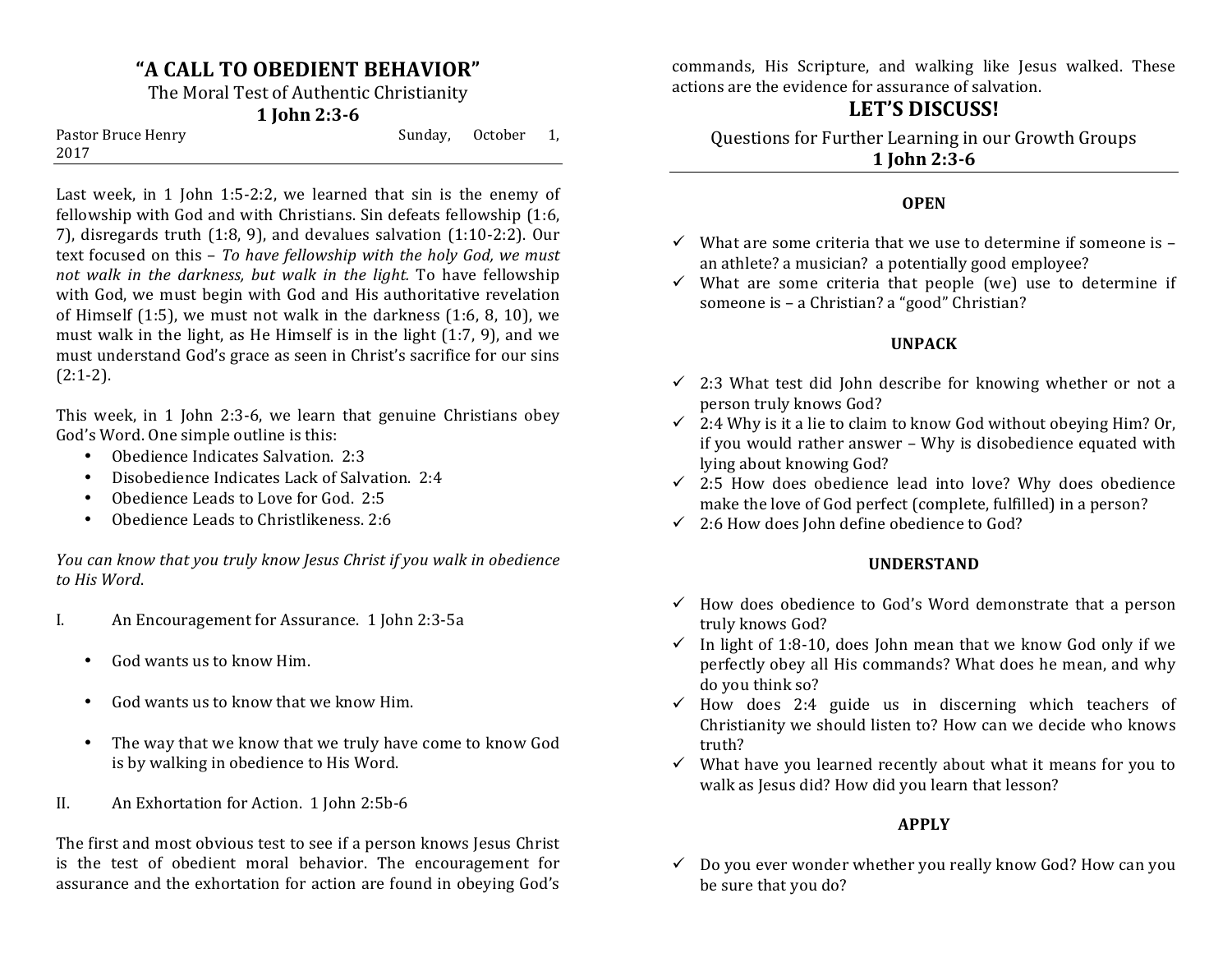# "A CALL TO OBEDIENT BEHAVIOR"

The Moral Test of Authentic Christianity

**1 John 2:3-6**

Pastor Bruce Henry Sunday, October 1, 2017

Last week, in 1 John 1:5-2:2, we learned that sin is the enemy of fellowship with God and with Christians. Sin defeats fellowship (1:6, 7), disregards truth (1:8, 9), and devalues salvation (1:10-2:2). Our text focused on this – *To have fellowship with the holy God, we must not walk in the darkness, but walk in the light.* To have fellowship with God, we must begin with God and His authoritative revelation of Himself (1:5), we must not walk in the darkness (1:6, 8, 10), we must walk in the light, as He Himself is in the light (1:7, 9), and we must understand God's grace as seen in Christ's sacrifice for our sins (2:1-2).

This week, in 1 John 2:3-6, we learn that genuine Christians obey God's Word. One simple outline is this:

- Obedience Indicates Salvation. 2:3
- Disobedience Indicates Lack of Salvation. 2:4
- Obedience Leads to Love for God. 2:5
- Obedience Leads to Christlikeness. 2:6

*You can know that you truly know Jesus Christ if you walk in obedience to His Word.*

I. An Encouragement for Assurance. 1 John 2:3-5a

- God wants us to know Him.
- God wants us to know that we know Him.
- The way that we know that we truly have come to know God is by walking in obedience to His Word.

II. An Exhortation for Action. 1 John 2:5b-6

The first and most obvious test to see if a person knows Jesus Christ is the test of obedient moral behavior. The encouragement for assurance and the exhortation for action are found in obeying God's commands, His Scripture, and walking like Jesus walked. These actions are the evidence for assurance of salvation.

## LET'S DISCUSS!

Questions for Further Learning in our Growth Groups

**1 John 2:3-6**

### OPEN

- ✓ What are some criteria that we use to determine if someone is – an athlete? a musician? a potentially good employee?
- ✓ What are some criteria that people (we) use to determine if someone is – a Christian? a "good" Christian?

### UNPACK

- ✓ 2:3 What test did John describe for knowing whether or not a person truly knows God?
- ✓ 2:4 Why is it a lie to claim to know God without obeying Him? Or, if you would rather answer – Why is disobedience equated with lying about knowing God?
- ✓ 2:5 How does obedience lead into love? Why does obedience make the love of God perfect (complete, fulfilled) in a person?
- ✓ 2:6 How does John define obedience to God?

### UNDERSTAND

- ✓ How does obedience to God's Word demonstrate that a person truly knows God?
- ✓ In light of 1:8-10, does John mean that we know God only if we perfectly obey all His commands? What does he mean, and why do you think so?
- ✓ How does 2:4 guide us in discerning which teachers of Christianity we should listen to? How can we decide who knows truth?
- ✓ What have you learned recently about what it means for you to walk as Jesus did? How did you learn that lesson?

### APPLY

- ✓ Do you ever wonder whether you really know God? How can you be sure that you do?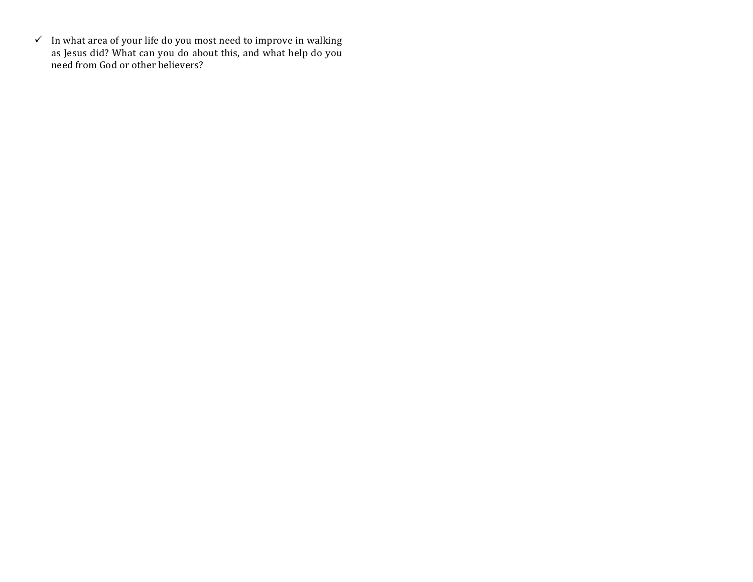- ✓ In what area of your life do you most need to improve in walking as Jesus did? What can you do about this, and what help do you need from God or other believers?